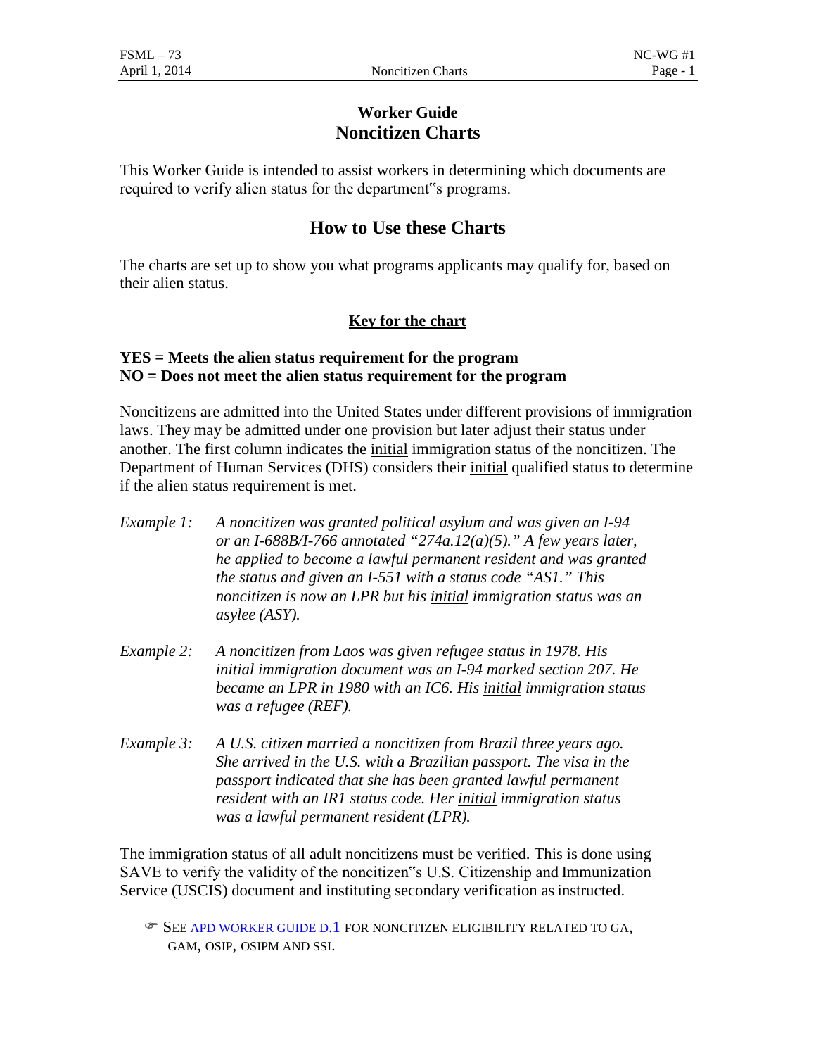# Worker Guide
# Noncitizen Charts

This Worker Guide is intended to assist workers in determining which documents are required to verify alien status for the department‟s programs.

## How to Use these Charts

The charts are set up to show you what programs applicants may qualify for, based on their alien status.

### Key for the chart

**YES = Meets the alien status requirement for the program**
**NO = Does not meet the alien status requirement for the program**

Noncitizens are admitted into the United States under different provisions of immigration laws. They may be admitted under one provision but later adjust their status under another. The first column indicates the initial immigration status of the noncitizen. The Department of Human Services (DHS) considers their initial qualified status to determine if the alien status requirement is met.

*Example 1:* *A noncitizen was granted political asylum and was given an I-94 or an I-688B/I-766 annotated "274a.12(a)(5)." A few years later, he applied to become a lawful permanent resident and was granted the status and given an I-551 with a status code "AS1." This noncitizen is now an LPR but his initial immigration status was an asylee (ASY).*

*Example 2:* *A noncitizen from Laos was given refugee status in 1978. His initial immigration document was an I-94 marked section 207. He became an LPR in 1980 with an IC6. His initial immigration status was a refugee (REF).*

*Example 3:* *A U.S. citizen married a noncitizen from Brazil three years ago. She arrived in the U.S. with a Brazilian passport. The visa in the passport indicated that she has been granted lawful permanent resident with an IR1 status code. Her initial immigration status was a lawful permanent resident (LPR).*

The immigration status of all adult noncitizens must be verified. This is done using SAVE to verify the validity of the noncitizen‟s U.S. Citizenship and Immunization Service (USCIS) document and instituting secondary verification as instructed.

☞ SEE APD WORKER GUIDE D.1 FOR NONCITIZEN ELIGIBILITY RELATED TO GA, GAM, OSIP, OSIPM AND SSI.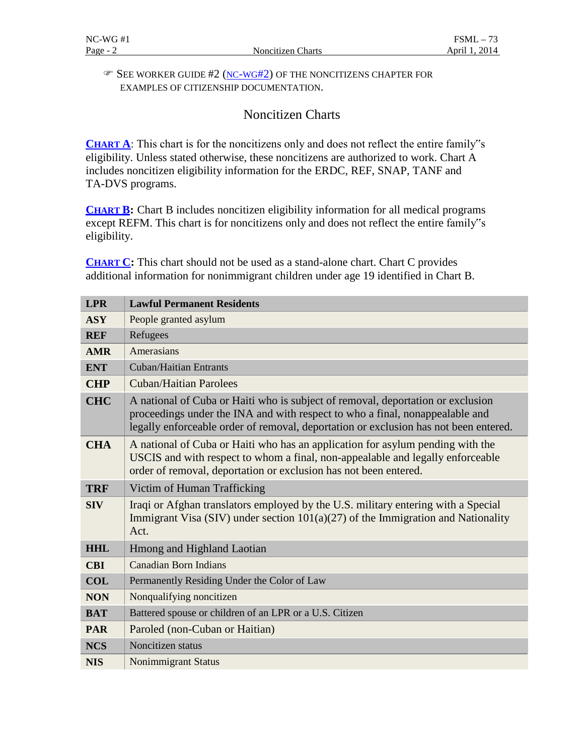☞ SEE WORKER GUIDE #2 (NC-WG#2) OF THE NONCITIZENS CHAPTER FOR EXAMPLES OF CITIZENSHIP DOCUMENTATION.

## Noncitizen Charts

**CHART A**: This chart is for the noncitizens only and does not reflect the entire family‟s eligibility. Unless stated otherwise, these noncitizens are authorized to work. Chart A includes noncitizen eligibility information for the ERDC, REF, SNAP, TANF and TA-DVS programs.

**CHART B:** Chart B includes noncitizen eligibility information for all medical programs except REFM. This chart is for noncitizens only and does not reflect the entire family‟s eligibility.

**CHART C:** This chart should not be used as a stand-alone chart. Chart C provides additional information for nonimmigrant children under age 19 identified in Chart B.

| **LPR** | **Lawful Permanent Residents** |
|---|---|
| **ASY** | People granted asylum |
| **REF** | Refugees |
| **AMR** | Amerasians |
| **ENT** | Cuban/Haitian Entrants |
| **CHP** | Cuban/Haitian Parolees |
| **CHC** | A national of Cuba or Haiti who is subject of removal, deportation or exclusion proceedings under the INA and with respect to who a final, nonappealable and legally enforceable order of removal, deportation or exclusion has not been entered. |
| **CHA** | A national of Cuba or Haiti who has an application for asylum pending with the USCIS and with respect to whom a final, non-appealable and legally enforceable order of removal, deportation or exclusion has not been entered. |
| **TRF** | Victim of Human Trafficking |
| **SIV** | Iraqi or Afghan translators employed by the U.S. military entering with a Special Immigrant Visa (SIV) under section 101(a)(27) of the Immigration and Nationality Act. |
| **HHL** | Hmong and Highland Laotian |
| **CBI** | Canadian Born Indians |
| **COL** | Permanently Residing Under the Color of Law |
| **NON** | Nonqualifying noncitizen |
| **BAT** | Battered spouse or children of an LPR or a U.S. Citizen |
| **PAR** | Paroled (non-Cuban or Haitian) |
| **NCS** | Noncitizen status |
| **NIS** | Nonimmigrant Status |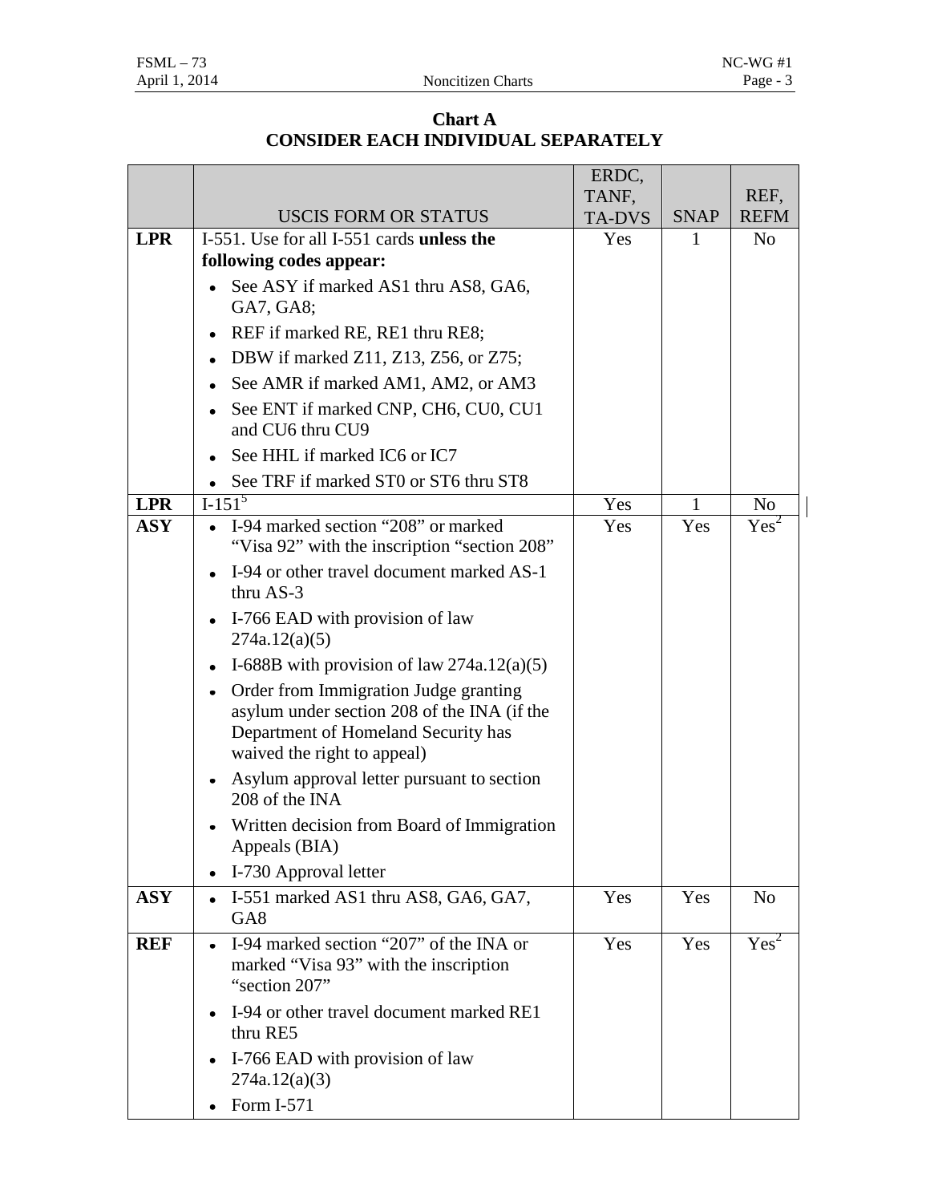**Chart A**
**CONSIDER EACH INDIVIDUAL SEPARATELY**

| | USCIS FORM OR STATUS | ERDC, TANF, TA-DVS | SNAP | REF, REFM |
|---|---|---|---|---|
| **LPR** | I-551. Use for all I-551 cards **unless the following codes appear:**<br>• See ASY if marked AS1 thru AS8, GA6, GA7, GA8;<br>• REF if marked RE, RE1 thru RE8;<br>• DBW if marked Z11, Z13, Z56, or Z75;<br>• See AMR if marked AM1, AM2, or AM3<br>• See ENT if marked CNP, CH6, CU0, CU1 and CU6 thru CU9<br>• See HHL if marked IC6 or IC7<br>• See TRF if marked ST0 or ST6 thru ST8 | Yes | 1 | No |
| **LPR** | I-151[5] | Yes | 1 | No |
| **ASY** | • I-94 marked section "208" or marked "Visa 92" with the inscription "section 208"<br>• I-94 or other travel document marked AS-1 thru AS-3<br>• I-766 EAD with provision of law 274a.12(a)(5)<br>• I-688B with provision of law 274a.12(a)(5)<br>• Order from Immigration Judge granting asylum under section 208 of the INA (if the Department of Homeland Security has waived the right to appeal)<br>• Asylum approval letter pursuant to section 208 of the INA<br>• Written decision from Board of Immigration Appeals (BIA)<br>• I-730 Approval letter | Yes | Yes | Yes[2] |
| **ASY** | • I-551 marked AS1 thru AS8, GA6, GA7, GA8 | Yes | Yes | No |
| **REF** | • I-94 marked section "207" of the INA or marked "Visa 93" with the inscription "section 207"<br>• I-94 or other travel document marked RE1 thru RE5<br>• I-766 EAD with provision of law 274a.12(a)(3)<br>• Form I-571 | Yes | Yes | Yes[2] |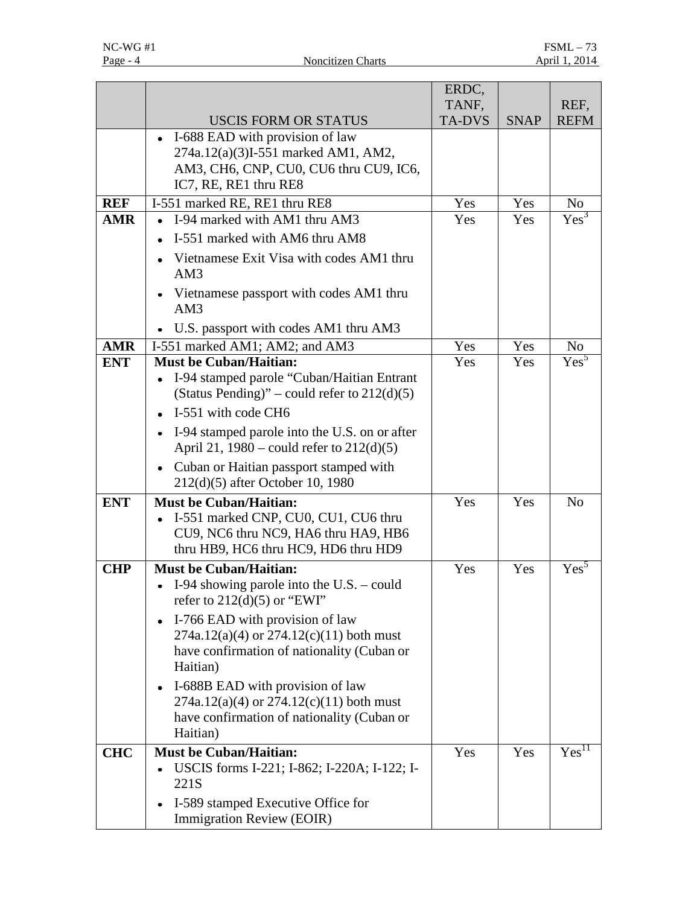| | USCIS FORM OR STATUS | ERDC, TANF, TA-DVS | SNAP | REF, REFM |
|---|---|---|---|---|
| | • I-688 EAD with provision of law 274a.12(a)(3)I-551 marked AM1, AM2, AM3, CH6, CNP, CU0, CU6 thru CU9, IC6, IC7, RE, RE1 thru RE8 | | | |
| **REF** | I-551 marked RE, RE1 thru RE8 | Yes | Yes | No |
| **AMR** | • I-94 marked with AM1 thru AM3<br>• I-551 marked with AM6 thru AM8<br>• Vietnamese Exit Visa with codes AM1 thru AM3<br>• Vietnamese passport with codes AM1 thru AM3<br>• U.S. passport with codes AM1 thru AM3 | Yes | Yes | Yes[3] |
| **AMR** | I-551 marked AM1; AM2; and AM3 | Yes | Yes | No |
| **ENT** | **Must be Cuban/Haitian:**<br>• I-94 stamped parole "Cuban/Haitian Entrant (Status Pending)" – could refer to 212(d)(5)<br>• I-551 with code CH6<br>• I-94 stamped parole into the U.S. on or after April 21, 1980 – could refer to 212(d)(5)<br>• Cuban or Haitian passport stamped with 212(d)(5) after October 10, 1980 | Yes | Yes | Yes[5] |
| **ENT** | **Must be Cuban/Haitian:**<br>• I-551 marked CNP, CU0, CU1, CU6 thru CU9, NC6 thru NC9, HA6 thru HA9, HB6 thru HB9, HC6 thru HC9, HD6 thru HD9 | Yes | Yes | No |
| **CHP** | **Must be Cuban/Haitian:**<br>• I-94 showing parole into the U.S. – could refer to 212(d)(5) or "EWI"<br>• I-766 EAD with provision of law 274a.12(a)(4) or 274.12(c)(11) both must have confirmation of nationality (Cuban or Haitian)<br>• I-688B EAD with provision of law 274a.12(a)(4) or 274.12(c)(11) both must have confirmation of nationality (Cuban or Haitian) | Yes | Yes | Yes[5] |
| **CHC** | **Must be Cuban/Haitian:**<br>• USCIS forms I-221; I-862; I-220A; I-122; I-221S<br>• I-589 stamped Executive Office for Immigration Review (EOIR) | Yes | Yes | Yes[11] |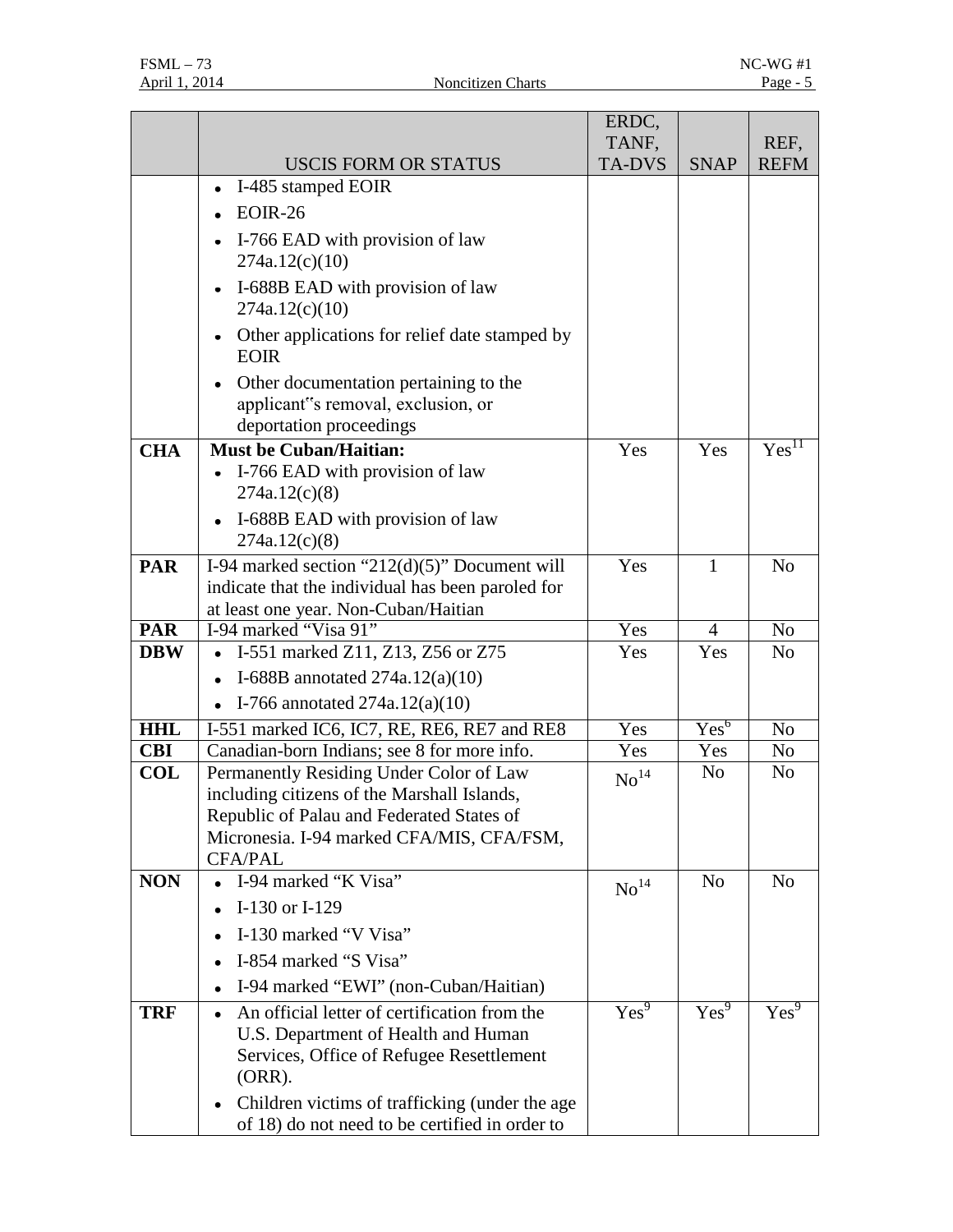| | USCIS FORM OR STATUS | ERDC, TANF, TA-DVS | SNAP | REF, REFM |
|---|---|---|---|---|
| | • I-485 stamped EOIR<br>• EOIR-26<br>• I-766 EAD with provision of law 274a.12(c)(10)<br>• I-688B EAD with provision of law 274a.12(c)(10)<br>• Other applications for relief date stamped by EOIR<br>• Other documentation pertaining to the applicant"s removal, exclusion, or deportation proceedings | | | |
| **CHA** | **Must be Cuban/Haitian:**<br>• I-766 EAD with provision of law 274a.12(c)(8)<br>• I-688B EAD with provision of law 274a.12(c)(8) | Yes | Yes | Yes[11] |
| **PAR** | I-94 marked section "212(d)(5)" Document will indicate that the individual has been paroled for at least one year. Non-Cuban/Haitian | Yes | 1 | No |
| **PAR** | I-94 marked "Visa 91" | Yes | 4 | No |
| **DBW** | • I-551 marked Z11, Z13, Z56 or Z75<br>• I-688B annotated 274a.12(a)(10)<br>• I-766 annotated 274a.12(a)(10) | Yes | Yes | No |
| **HHL** | I-551 marked IC6, IC7, RE, RE6, RE7 and RE8 | Yes | Yes[6] | No |
| **CBI** | Canadian-born Indians; see 8 for more info. | Yes | Yes | No |
| **COL** | Permanently Residing Under Color of Law including citizens of the Marshall Islands, Republic of Palau and Federated States of Micronesia. I-94 marked CFA/MIS, CFA/FSM, CFA/PAL | No[14] | No | No |
| **NON** | • I-94 marked "K Visa"<br>• I-130 or I-129<br>• I-130 marked "V Visa"<br>• I-854 marked "S Visa"<br>• I-94 marked "EWI" (non-Cuban/Haitian) | No[14] | No | No |
| **TRF** | • An official letter of certification from the U.S. Department of Health and Human Services, Office of Refugee Resettlement (ORR).<br>• Children victims of trafficking (under the age of 18) do not need to be certified in order to | Yes[9] | Yes[9] | Yes[9] |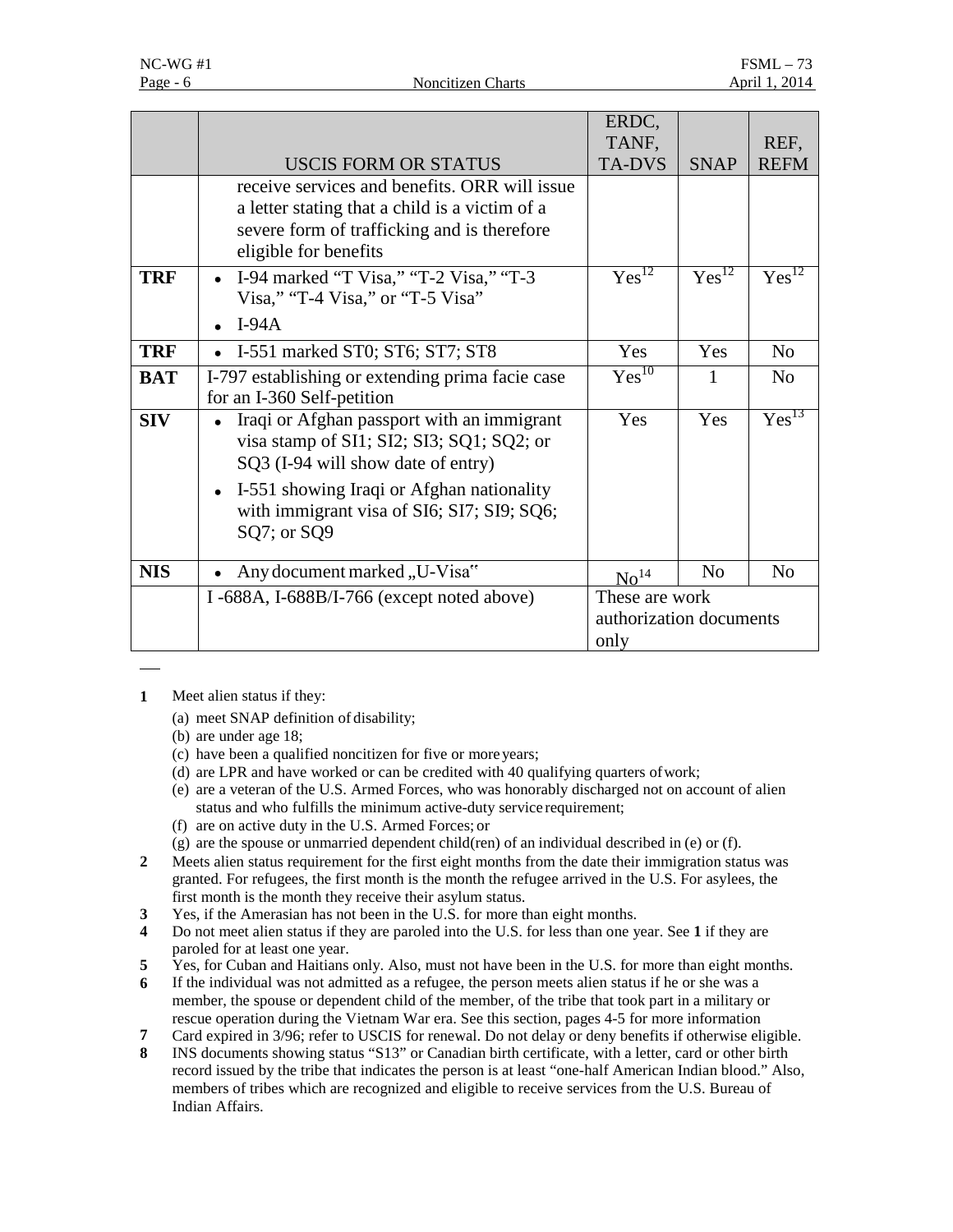|  | USCIS FORM OR STATUS | ERDC, TANF, TA-DVS | SNAP | REF, REFM |
|---|---|---|---|---|
|  | receive services and benefits. ORR will issue a letter stating that a child is a victim of a severe form of trafficking and is therefore eligible for benefits |  |  |  |
| **TRF** | • I-94 marked "T Visa," "T-2 Visa," "T-3 Visa," "T-4 Visa," or "T-5 Visa"<br>• I-94A | Yes[12] | Yes[12] | Yes[12] |
| **TRF** | • I-551 marked ST0; ST6; ST7; ST8 | Yes | Yes | No |
| **BAT** | I-797 establishing or extending prima facie case for an I-360 Self-petition | Yes[10] | 1 | No |
| **SIV** | • Iraqi or Afghan passport with an immigrant visa stamp of SI1; SI2; SI3; SQ1; SQ2; or SQ3 (I-94 will show date of entry)<br>• I-551 showing Iraqi or Afghan nationality with immigrant visa of SI6; SI7; SI9; SQ6; SQ7; or SQ9 | Yes | Yes | Yes[13] |
| **NIS** | • Any document marked „U-Visa" | No[14] | No | No |
|  | I -688A, I-688B/I-766 (except noted above) | These are work authorization documents only |  |  |

**1** Meet alien status if they:

(a) meet SNAP definition of disability;
(b) are under age 18;
(c) have been a qualified noncitizen for five or more years;
(d) are LPR and have worked or can be credited with 40 qualifying quarters of work;
(e) are a veteran of the U.S. Armed Forces, who was honorably discharged not on account of alien status and who fulfills the minimum active-duty service requirement;
(f) are on active duty in the U.S. Armed Forces; or
(g) are the spouse or unmarried dependent child(ren) of an individual described in (e) or (f).

**2** Meets alien status requirement for the first eight months from the date their immigration status was granted. For refugees, the first month is the month the refugee arrived in the U.S. For asylees, the first month is the month they receive their asylum status.

**3** Yes, if the Amerasian has not been in the U.S. for more than eight months.

**4** Do not meet alien status if they are paroled into the U.S. for less than one year. See **1** if they are paroled for at least one year.

**5** Yes, for Cuban and Haitians only. Also, must not have been in the U.S. for more than eight months.

**6** If the individual was not admitted as a refugee, the person meets alien status if he or she was a member, the spouse or dependent child of the member, of the tribe that took part in a military or rescue operation during the Vietnam War era. See this section, pages 4-5 for more information

**7** Card expired in 3/96; refer to USCIS for renewal. Do not delay or deny benefits if otherwise eligible.

**8** INS documents showing status "S13" or Canadian birth certificate, with a letter, card or other birth record issued by the tribe that indicates the person is at least "one-half American Indian blood." Also, members of tribes which are recognized and eligible to receive services from the U.S. Bureau of Indian Affairs.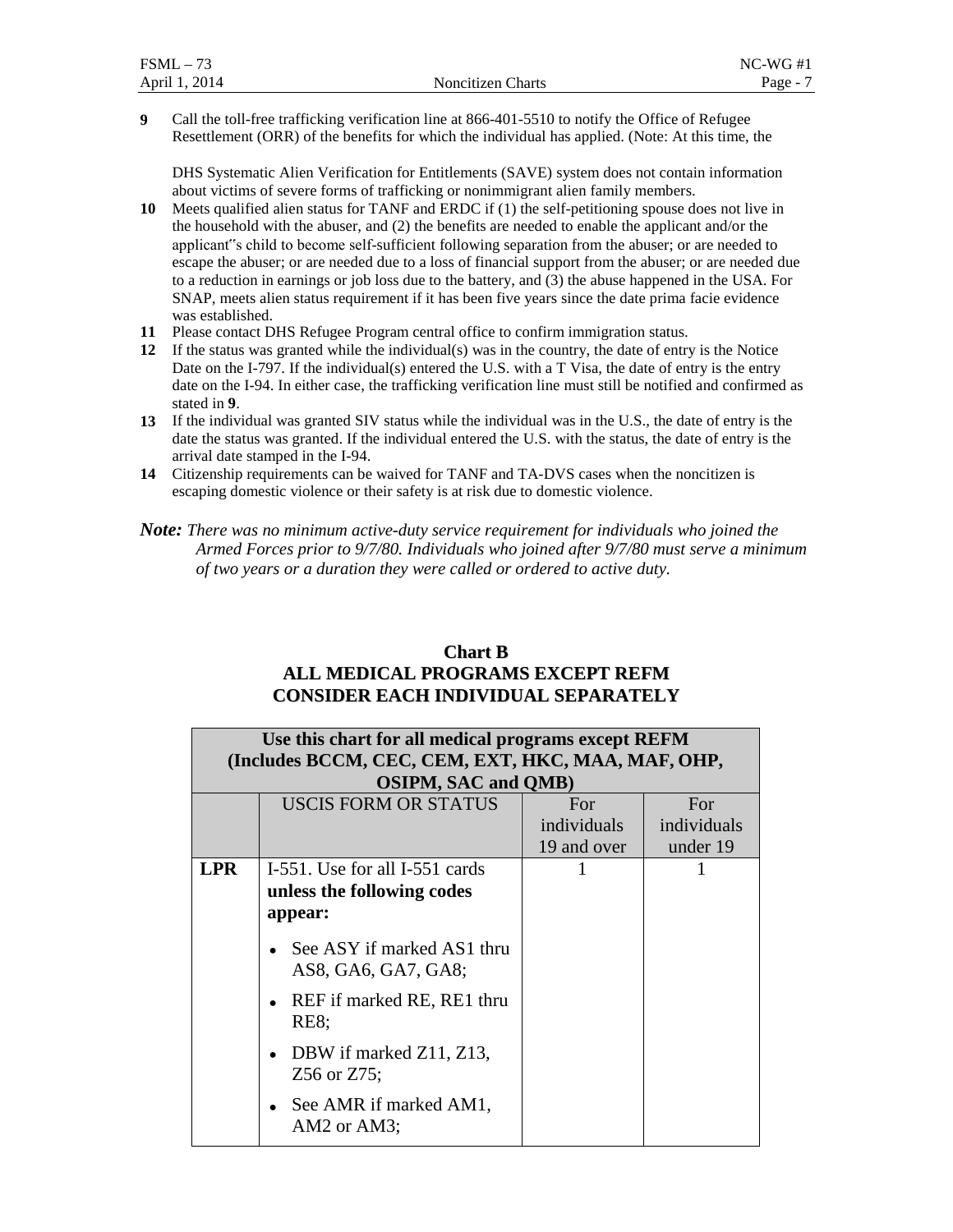**9** Call the toll-free trafficking verification line at 866-401-5510 to notify the Office of Refugee Resettlement (ORR) of the benefits for which the individual has applied. (Note: At this time, the

DHS Systematic Alien Verification for Entitlements (SAVE) system does not contain information about victims of severe forms of trafficking or nonimmigrant alien family members.

**10** Meets qualified alien status for TANF and ERDC if (1) the self-petitioning spouse does not live in the household with the abuser, and (2) the benefits are needed to enable the applicant and/or the applicant"s child to become self-sufficient following separation from the abuser; or are needed to escape the abuser; or are needed due to a loss of financial support from the abuser; or are needed due to a reduction in earnings or job loss due to the battery, and (3) the abuse happened in the USA. For SNAP, meets alien status requirement if it has been five years since the date prima facie evidence was established.

**11** Please contact DHS Refugee Program central office to confirm immigration status.

**12** If the status was granted while the individual(s) was in the country, the date of entry is the Notice Date on the I-797. If the individual(s) entered the U.S. with a T Visa, the date of entry is the entry date on the I-94. In either case, the trafficking verification line must still be notified and confirmed as stated in **9**.

**13** If the individual was granted SIV status while the individual was in the U.S., the date of entry is the date the status was granted. If the individual entered the U.S. with the status, the date of entry is the arrival date stamped in the I-94.

**14** Citizenship requirements can be waived for TANF and TA-DVS cases when the noncitizen is escaping domestic violence or their safety is at risk due to domestic violence.

***Note:*** *There was no minimum active-duty service requirement for individuals who joined the Armed Forces prior to 9/7/80. Individuals who joined after 9/7/80 must serve a minimum of two years or a duration they were called or ordered to active duty.*

## Chart B
## ALL MEDICAL PROGRAMS EXCEPT REFM
## CONSIDER EACH INDIVIDUAL SEPARATELY

| Use this chart for all medical programs except REFM (Includes BCCM, CEC, CEM, EXT, HKC, MAA, MAF, OHP, OSIPM, SAC and QMB) | | | |
|---|---|---|---|
| | USCIS FORM OR STATUS | For individuals 19 and over | For individuals under 19 |
| **LPR** | I-551. Use for all I-551 cards **unless the following codes appear:**<br>• See ASY if marked AS1 thru AS8, GA6, GA7, GA8;<br>• REF if marked RE, RE1 thru RE8;<br>• DBW if marked Z11, Z13, Z56 or Z75;<br>• See AMR if marked AM1, AM2 or AM3; | 1 | 1 |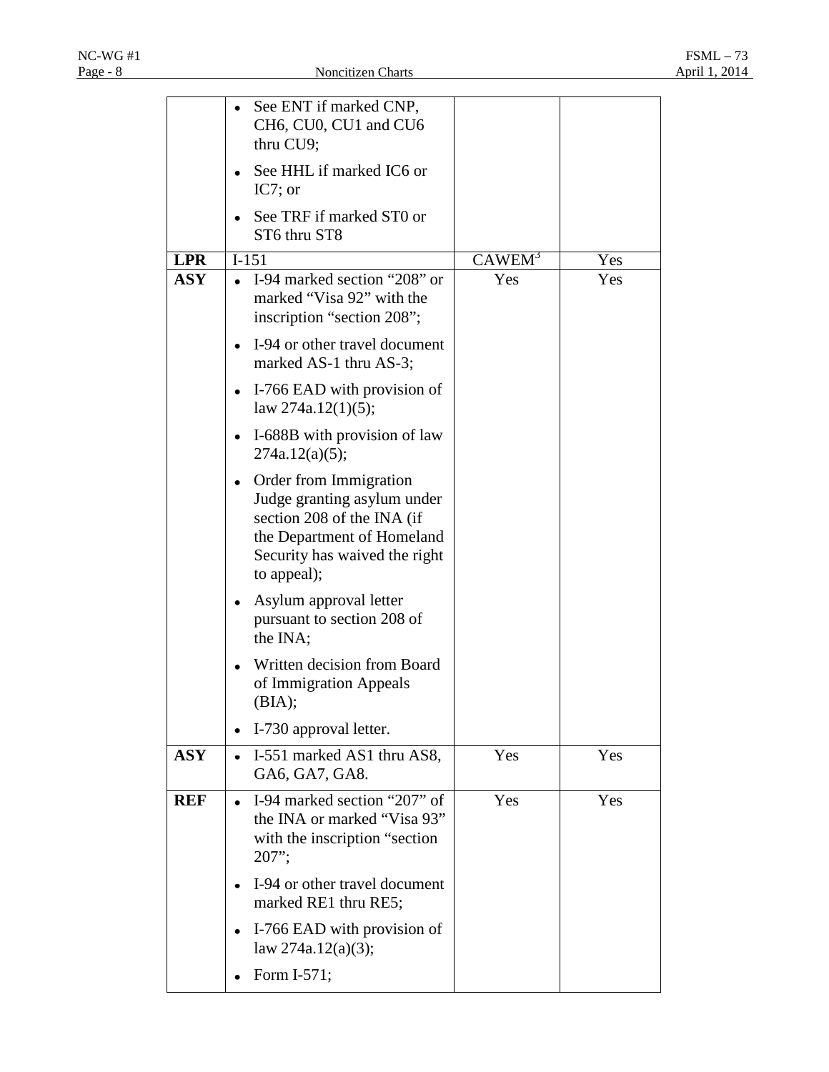| | | | |
|---|---|---|---|
| | • See ENT if marked CNP, CH6, CU0, CU1 and CU6 thru CU9;<br>• See HHL if marked IC6 or IC7; or<br>• See TRF if marked ST0 or ST6 thru ST8 | | |
| **LPR** | I-151 | CAWEM[3] | Yes |
| **ASY** | • I-94 marked section "208" or marked "Visa 92" with the inscription "section 208";<br>• I-94 or other travel document marked AS-1 thru AS-3;<br>• I-766 EAD with provision of law 274a.12(1)(5);<br>• I-688B with provision of law 274a.12(a)(5);<br>• Order from Immigration Judge granting asylum under section 208 of the INA (if the Department of Homeland Security has waived the right to appeal);<br>• Asylum approval letter pursuant to section 208 of the INA;<br>• Written decision from Board of Immigration Appeals (BIA);<br>• I-730 approval letter. | Yes | Yes |
| **ASY** | • I-551 marked AS1 thru AS8, GA6, GA7, GA8. | Yes | Yes |
| **REF** | • I-94 marked section "207" of the INA or marked "Visa 93" with the inscription "section 207";<br>• I-94 or other travel document marked RE1 thru RE5;<br>• I-766 EAD with provision of law 274a.12(a)(3);<br>• Form I-571; | Yes | Yes |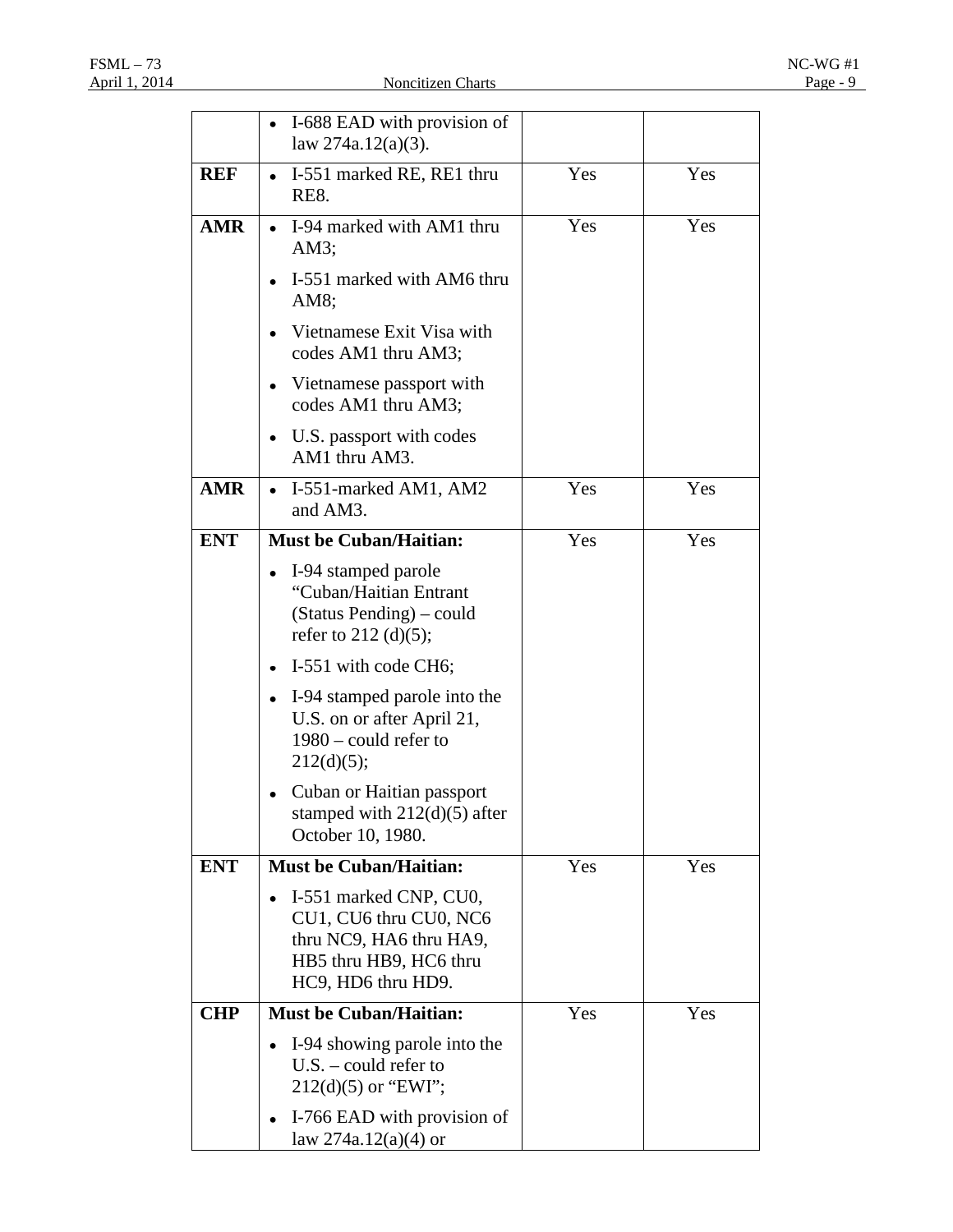| | | | |
|---|---|---|---|
| | • I-688 EAD with provision of law 274a.12(a)(3). | | |
| **REF** | • I-551 marked RE, RE1 thru RE8. | Yes | Yes |
| **AMR** | • I-94 marked with AM1 thru AM3;<br>• I-551 marked with AM6 thru AM8;<br>• Vietnamese Exit Visa with codes AM1 thru AM3;<br>• Vietnamese passport with codes AM1 thru AM3;<br>• U.S. passport with codes AM1 thru AM3. | Yes | Yes |
| **AMR** | • I-551-marked AM1, AM2 and AM3. | Yes | Yes |
| **ENT** | **Must be Cuban/Haitian:**<br>• I-94 stamped parole "Cuban/Haitian Entrant (Status Pending) – could refer to 212 (d)(5);<br>• I-551 with code CH6;<br>• I-94 stamped parole into the U.S. on or after April 21, 1980 – could refer to 212(d)(5);<br>• Cuban or Haitian passport stamped with 212(d)(5) after October 10, 1980. | Yes | Yes |
| **ENT** | **Must be Cuban/Haitian:**<br>• I-551 marked CNP, CU0, CU1, CU6 thru CU0, NC6 thru NC9, HA6 thru HA9, HB5 thru HB9, HC6 thru HC9, HD6 thru HD9. | Yes | Yes |
| **CHP** | **Must be Cuban/Haitian:**<br>• I-94 showing parole into the U.S. – could refer to 212(d)(5) or "EWI";<br>• I-766 EAD with provision of law 274a.12(a)(4) or | Yes | Yes |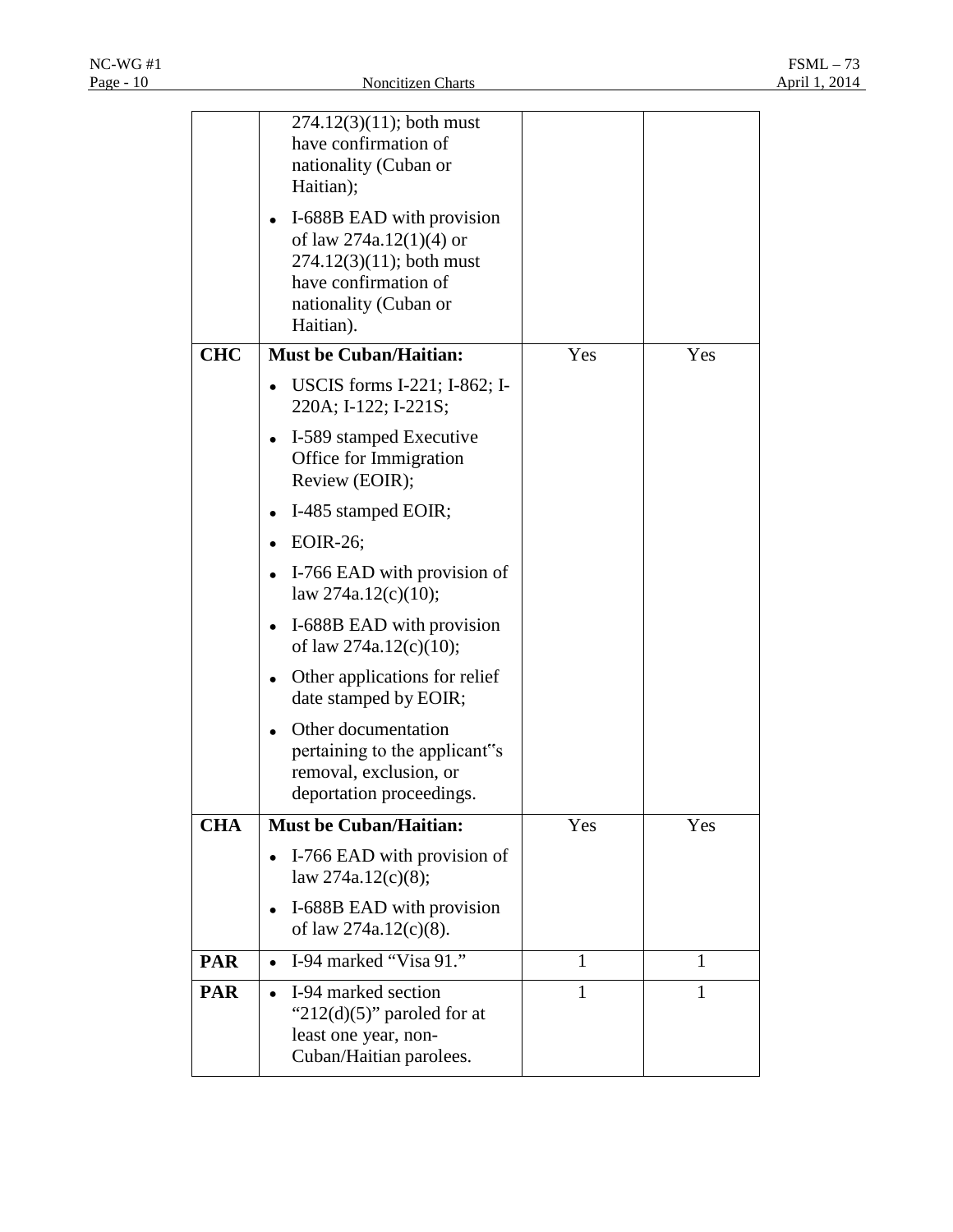| | | | |
|---|---|---|---|
| | 274.12(3)(11); both must have confirmation of nationality (Cuban or Haitian);<br>• I-688B EAD with provision of law 274a.12(1)(4) or 274.12(3)(11); both must have confirmation of nationality (Cuban or Haitian). | | |
| **CHC** | **Must be Cuban/Haitian:**<br>• USCIS forms I-221; I-862; I-220A; I-122; I-221S;<br>• I-589 stamped Executive Office for Immigration Review (EOIR);<br>• I-485 stamped EOIR;<br>• EOIR-26;<br>• I-766 EAD with provision of law 274a.12(c)(10);<br>• I-688B EAD with provision of law 274a.12(c)(10);<br>• Other applications for relief date stamped by EOIR;<br>• Other documentation pertaining to the applicant"s removal, exclusion, or deportation proceedings. | Yes | Yes |
| **CHA** | **Must be Cuban/Haitian:**<br>• I-766 EAD with provision of law 274a.12(c)(8);<br>• I-688B EAD with provision of law 274a.12(c)(8). | Yes | Yes |
| **PAR** | • I-94 marked "Visa 91." | 1 | 1 |
| **PAR** | • I-94 marked section "212(d)(5)" paroled for at least one year, non-Cuban/Haitian parolees. | 1 | 1 |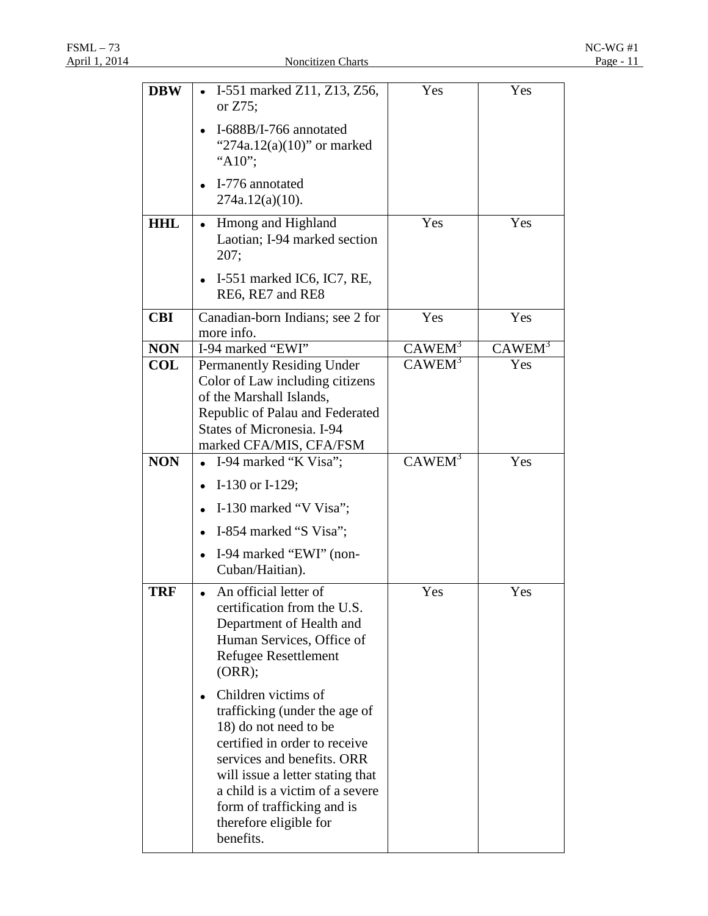| | | | |
|---|---|---|---|
| **DBW** | • I-551 marked Z11, Z13, Z56, or Z75;<br>• I-688B/I-766 annotated "274a.12(a)(10)" or marked "A10";<br>• I-776 annotated 274a.12(a)(10). | Yes | Yes |
| **HHL** | • Hmong and Highland Laotian; I-94 marked section 207;<br>• I-551 marked IC6, IC7, RE, RE6, RE7 and RE8 | Yes | Yes |
| **CBI** | Canadian-born Indians; see 2 for more info. | Yes | Yes |
| **NON** | I-94 marked "EWI" | CAWEM[3] | CAWEM[3] |
| **COL** | Permanently Residing Under Color of Law including citizens of the Marshall Islands, Republic of Palau and Federated States of Micronesia. I-94 marked CFA/MIS, CFA/FSM | CAWEM[3] | Yes |
| **NON** | • I-94 marked "K Visa";<br>• I-130 or I-129;<br>• I-130 marked "V Visa";<br>• I-854 marked "S Visa";<br>• I-94 marked "EWI" (non-Cuban/Haitian). | CAWEM[3] | Yes |
| **TRF** | • An official letter of certification from the U.S. Department of Health and Human Services, Office of Refugee Resettlement (ORR);<br>• Children victims of trafficking (under the age of 18) do not need to be certified in order to receive services and benefits. ORR will issue a letter stating that a child is a victim of a severe form of trafficking and is therefore eligible for benefits. | Yes | Yes |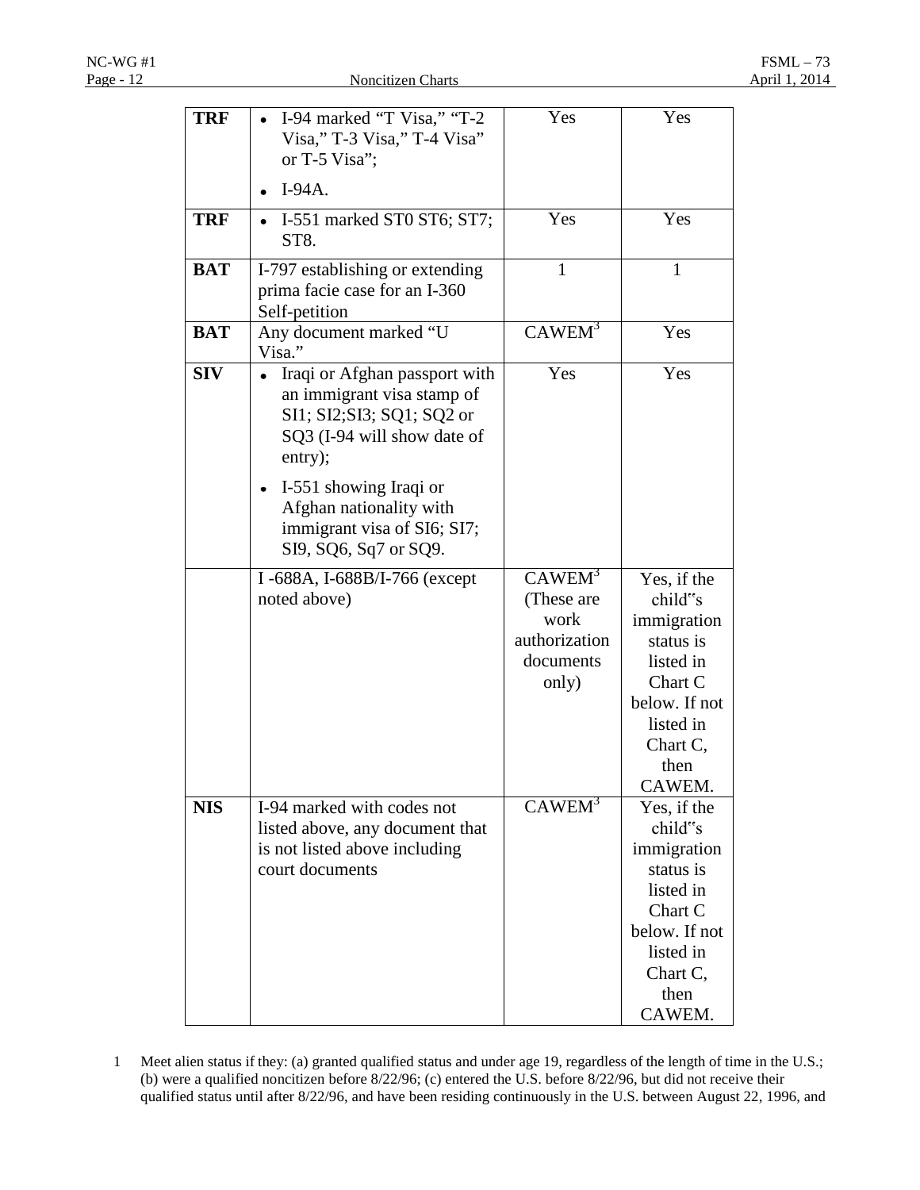| | | | |
|---|---|---|---|
| **TRF** | • I-94 marked "T Visa," "T-2 Visa," T-3 Visa," T-4 Visa" or T-5 Visa";<br>• I-94A. | Yes | Yes |
| **TRF** | • I-551 marked ST0 ST6; ST7; ST8. | Yes | Yes |
| **BAT** | I-797 establishing or extending prima facie case for an I-360 Self-petition | 1 | 1 |
| **BAT** | Any document marked "U Visa." | CAWEM[3] | Yes |
| **SIV** | • Iraqi or Afghan passport with an immigrant visa stamp of SI1; SI2;SI3; SQ1; SQ2 or SQ3 (I-94 will show date of entry);<br>• I-551 showing Iraqi or Afghan nationality with immigrant visa of SI6; SI7; SI9, SQ6, Sq7 or SQ9. | Yes | Yes |
| | I -688A, I-688B/I-766 (except noted above) | CAWEM[3] (These are work authorization documents only) | Yes, if the child"s immigration status is listed in Chart C below. If not listed in Chart C, then CAWEM. |
| **NIS** | I-94 marked with codes not listed above, any document that is not listed above including court documents | CAWEM[3] | Yes, if the child"s immigration status is listed in Chart C below. If not listed in Chart C, then CAWEM. |

1 Meet alien status if they: (a) granted qualified status and under age 19, regardless of the length of time in the U.S.; (b) were a qualified noncitizen before 8/22/96; (c) entered the U.S. before 8/22/96, but did not receive their qualified status until after 8/22/96, and have been residing continuously in the U.S. between August 22, 1996, and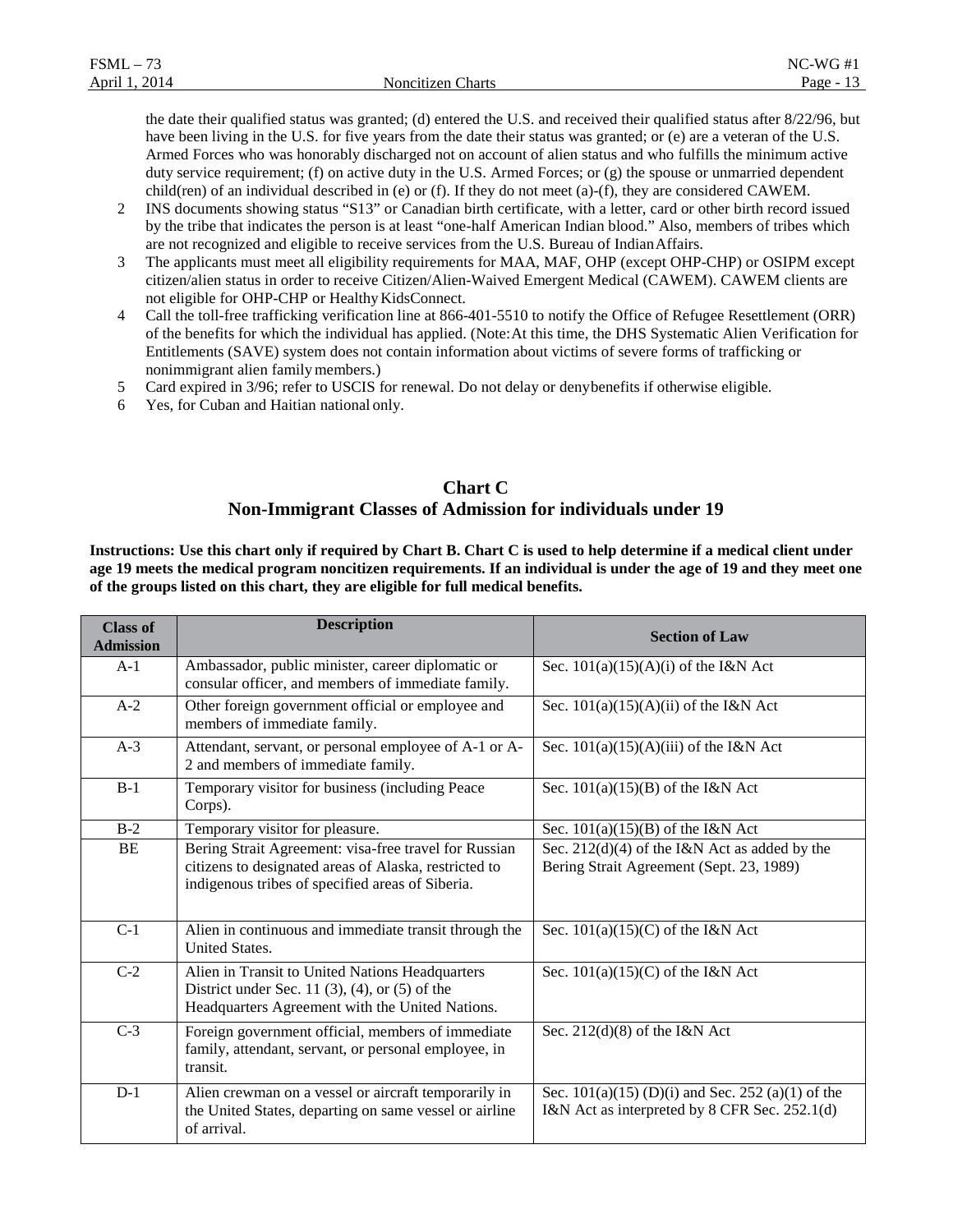the date their qualified status was granted; (d) entered the U.S. and received their qualified status after 8/22/96, but have been living in the U.S. for five years from the date their status was granted; or (e) are a veteran of the U.S. Armed Forces who was honorably discharged not on account of alien status and who fulfills the minimum active duty service requirement; (f) on active duty in the U.S. Armed Forces; or (g) the spouse or unmarried dependent child(ren) of an individual described in (e) or (f). If they do not meet (a)-(f), they are considered CAWEM.

2 INS documents showing status "S13" or Canadian birth certificate, with a letter, card or other birth record issued by the tribe that indicates the person is at least "one-half American Indian blood." Also, members of tribes which are not recognized and eligible to receive services from the U.S. Bureau of Indian Affairs.

3 The applicants must meet all eligibility requirements for MAA, MAF, OHP (except OHP-CHP) or OSIPM except citizen/alien status in order to receive Citizen/Alien-Waived Emergent Medical (CAWEM). CAWEM clients are not eligible for OHP-CHP or Healthy KidsConnect.

4 Call the toll-free trafficking verification line at 866-401-5510 to notify the Office of Refugee Resettlement (ORR) of the benefits for which the individual has applied. (Note: At this time, the DHS Systematic Alien Verification for Entitlements (SAVE) system does not contain information about victims of severe forms of trafficking or nonimmigrant alien family members.)

5 Card expired in 3/96; refer to USCIS for renewal. Do not delay or deny benefits if otherwise eligible.

6 Yes, for Cuban and Haitian national only.

## Chart C
## Non-Immigrant Classes of Admission for individuals under 19

**Instructions: Use this chart only if required by Chart B. Chart C is used to help determine if a medical client under age 19 meets the medical program noncitizen requirements. If an individual is under the age of 19 and they meet one of the groups listed on this chart, they are eligible for full medical benefits.**

| Class of Admission | Description | Section of Law |
|---|---|---|
| A-1 | Ambassador, public minister, career diplomatic or consular officer, and members of immediate family. | Sec. 101(a)(15)(A)(i) of the I&N Act |
| A-2 | Other foreign government official or employee and members of immediate family. | Sec. 101(a)(15)(A)(ii) of the I&N Act |
| A-3 | Attendant, servant, or personal employee of A-1 or A-2 and members of immediate family. | Sec. 101(a)(15)(A)(iii) of the I&N Act |
| B-1 | Temporary visitor for business (including Peace Corps). | Sec. 101(a)(15)(B) of the I&N Act |
| B-2 | Temporary visitor for pleasure. | Sec. 101(a)(15)(B) of the I&N Act |
| BE | Bering Strait Agreement: visa-free travel for Russian citizens to designated areas of Alaska, restricted to indigenous tribes of specified areas of Siberia. | Sec. 212(d)(4) of the I&N Act as added by the Bering Strait Agreement (Sept. 23, 1989) |
| C-1 | Alien in continuous and immediate transit through the United States. | Sec. 101(a)(15)(C) of the I&N Act |
| C-2 | Alien in Transit to United Nations Headquarters District under Sec. 11 (3), (4), or (5) of the Headquarters Agreement with the United Nations. | Sec. 101(a)(15)(C) of the I&N Act |
| C-3 | Foreign government official, members of immediate family, attendant, servant, or personal employee, in transit. | Sec. 212(d)(8) of the I&N Act |
| D-1 | Alien crewman on a vessel or aircraft temporarily in the United States, departing on same vessel or airline of arrival. | Sec. 101(a)(15) (D)(i) and Sec. 252 (a)(1) of the I&N Act as interpreted by 8 CFR Sec. 252.1(d) |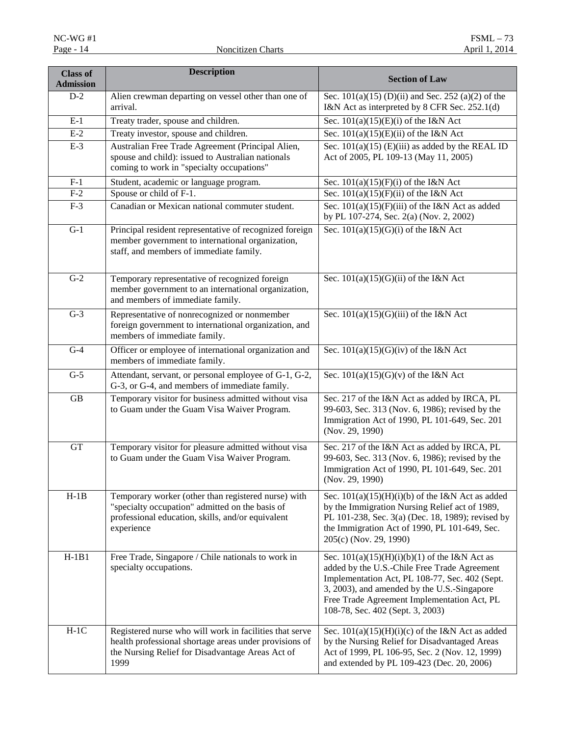| Class of Admission | Description | Section of Law |
|---|---|---|
| D-2 | Alien crewman departing on vessel other than one of arrival. | Sec. 101(a)(15) (D)(ii) and Sec. 252 (a)(2) of the I&N Act as interpreted by 8 CFR Sec. 252.1(d) |
| E-1 | Treaty trader, spouse and children. | Sec. 101(a)(15)(E)(i) of the I&N Act |
| E-2 | Treaty investor, spouse and children. | Sec. 101(a)(15)(E)(ii) of the I&N Act |
| E-3 | Australian Free Trade Agreement (Principal Alien, spouse and child): issued to Australian nationals coming to work in "specialty occupations" | Sec. 101(a)(15) (E)(iii) as added by the REAL ID Act of 2005, PL 109-13 (May 11, 2005) |
| F-1 | Student, academic or language program. | Sec. 101(a)(15)(F)(i) of the I&N Act |
| F-2 | Spouse or child of F-1. | Sec. 101(a)(15)(F)(ii) of the I&N Act |
| F-3 | Canadian or Mexican national commuter student. | Sec. 101(a)(15)(F)(iii) of the I&N Act as added by PL 107-274, Sec. 2(a) (Nov. 2, 2002) |
| G-1 | Principal resident representative of recognized foreign member government to international organization, staff, and members of immediate family. | Sec. 101(a)(15)(G)(i) of the I&N Act |
| G-2 | Temporary representative of recognized foreign member government to an international organization, and members of immediate family. | Sec. 101(a)(15)(G)(ii) of the I&N Act |
| G-3 | Representative of nonrecognized or nonmember foreign government to international organization, and members of immediate family. | Sec. 101(a)(15)(G)(iii) of the I&N Act |
| G-4 | Officer or employee of international organization and members of immediate family. | Sec. 101(a)(15)(G)(iv) of the I&N Act |
| G-5 | Attendant, servant, or personal employee of G-1, G-2, G-3, or G-4, and members of immediate family. | Sec. 101(a)(15)(G)(v) of the I&N Act |
| GB | Temporary visitor for business admitted without visa to Guam under the Guam Visa Waiver Program. | Sec. 217 of the I&N Act as added by IRCA, PL 99-603, Sec. 313 (Nov. 6, 1986); revised by the Immigration Act of 1990, PL 101-649, Sec. 201 (Nov. 29, 1990) |
| GT | Temporary visitor for pleasure admitted without visa to Guam under the Guam Visa Waiver Program. | Sec. 217 of the I&N Act as added by IRCA, PL 99-603, Sec. 313 (Nov. 6, 1986); revised by the Immigration Act of 1990, PL 101-649, Sec. 201 (Nov. 29, 1990) |
| H-1B | Temporary worker (other than registered nurse) with "specialty occupation" admitted on the basis of professional education, skills, and/or equivalent experience | Sec. 101(a)(15)(H)(i)(b) of the I&N Act as added by the Immigration Nursing Relief act of 1989, PL 101-238, Sec. 3(a) (Dec. 18, 1989); revised by the Immigration Act of 1990, PL 101-649, Sec. 205(c) (Nov. 29, 1990) |
| H-1B1 | Free Trade, Singapore / Chile nationals to work in specialty occupations. | Sec. 101(a)(15)(H)(i)(b)(1) of the I&N Act as added by the U.S.-Chile Free Trade Agreement Implementation Act, PL 108-77, Sec. 402 (Sept. 3, 2003), and amended by the U.S.-Singapore Free Trade Agreement Implementation Act, PL 108-78, Sec. 402 (Sept. 3, 2003) |
| H-1C | Registered nurse who will work in facilities that serve health professional shortage areas under provisions of the Nursing Relief for Disadvantage Areas Act of 1999 | Sec. 101(a)(15)(H)(i)(c) of the I&N Act as added by the Nursing Relief for Disadvantaged Areas Act of 1999, PL 106-95, Sec. 2 (Nov. 12, 1999) and extended by PL 109-423 (Dec. 20, 2006) |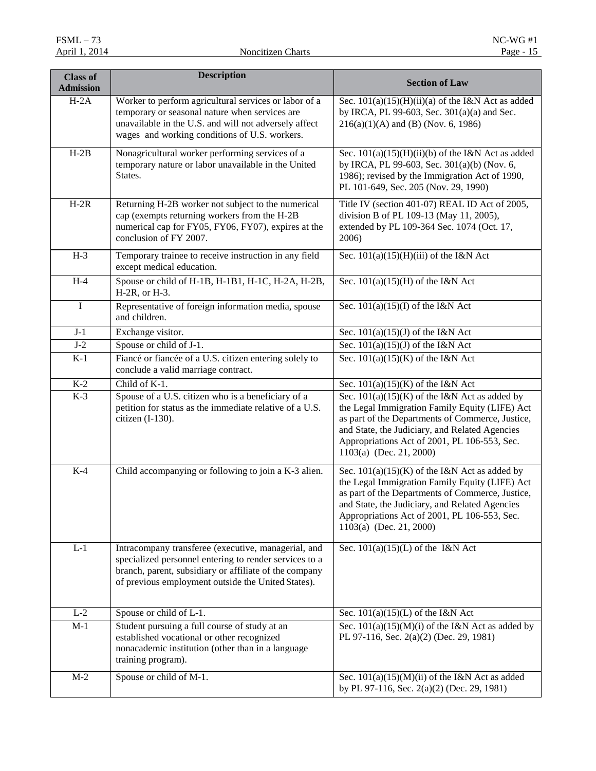| Class of Admission | Description | Section of Law |
|---|---|---|
| H-2A | Worker to perform agricultural services or labor of a temporary or seasonal nature when services are unavailable in the U.S. and will not adversely affect wages and working conditions of U.S. workers. | Sec. 101(a)(15)(H)(ii)(a) of the I&N Act as added by IRCA, PL 99-603, Sec. 301(a)(a) and Sec. 216(a)(1)(A) and (B) (Nov. 6, 1986) |
| H-2B | Nonagricultural worker performing services of a temporary nature or labor unavailable in the United States. | Sec. 101(a)(15)(H)(ii)(b) of the I&N Act as added by IRCA, PL 99-603, Sec. 301(a)(b) (Nov. 6, 1986); revised by the Immigration Act of 1990, PL 101-649, Sec. 205 (Nov. 29, 1990) |
| H-2R | Returning H-2B worker not subject to the numerical cap (exempts returning workers from the H-2B numerical cap for FY05, FY06, FY07), expires at the conclusion of FY 2007. | Title IV (section 401-07) REAL ID Act of 2005, division B of PL 109-13 (May 11, 2005), extended by PL 109-364 Sec. 1074 (Oct. 17, 2006) |
| H-3 | Temporary trainee to receive instruction in any field except medical education. | Sec. 101(a)(15)(H)(iii) of the I&N Act |
| H-4 | Spouse or child of H-1B, H-1B1, H-1C, H-2A, H-2B, H-2R, or H-3. | Sec. 101(a)(15)(H) of the I&N Act |
| I | Representative of foreign information media, spouse and children. | Sec. 101(a)(15)(I) of the I&N Act |
| J-1 | Exchange visitor. | Sec. 101(a)(15)(J) of the I&N Act |
| J-2 | Spouse or child of J-1. | Sec. 101(a)(15)(J) of the I&N Act |
| K-1 | Fiancé or fiancée of a U.S. citizen entering solely to conclude a valid marriage contract. | Sec. 101(a)(15)(K) of the I&N Act |
| K-2 | Child of K-1. | Sec. 101(a)(15)(K) of the I&N Act |
| K-3 | Spouse of a U.S. citizen who is a beneficiary of a petition for status as the immediate relative of a U.S. citizen (I-130). | Sec. 101(a)(15)(K) of the I&N Act as added by the Legal Immigration Family Equity (LIFE) Act as part of the Departments of Commerce, Justice, and State, the Judiciary, and Related Agencies Appropriations Act of 2001, PL 106-553, Sec. 1103(a) (Dec. 21, 2000) |
| K-4 | Child accompanying or following to join a K-3 alien. | Sec. 101(a)(15)(K) of the I&N Act as added by the Legal Immigration Family Equity (LIFE) Act as part of the Departments of Commerce, Justice, and State, the Judiciary, and Related Agencies Appropriations Act of 2001, PL 106-553, Sec. 1103(a) (Dec. 21, 2000) |
| L-1 | Intracompany transferee (executive, managerial, and specialized personnel entering to render services to a branch, parent, subsidiary or affiliate of the company of previous employment outside the United States). | Sec. 101(a)(15)(L) of the I&N Act |
| L-2 | Spouse or child of L-1. | Sec. 101(a)(15)(L) of the I&N Act |
| M-1 | Student pursuing a full course of study at an established vocational or other recognized nonacademic institution (other than in a language training program). | Sec. 101(a)(15)(M)(i) of the I&N Act as added by PL 97-116, Sec. 2(a)(2) (Dec. 29, 1981) |
| M-2 | Spouse or child of M-1. | Sec. 101(a)(15)(M)(ii) of the I&N Act as added by PL 97-116, Sec. 2(a)(2) (Dec. 29, 1981) |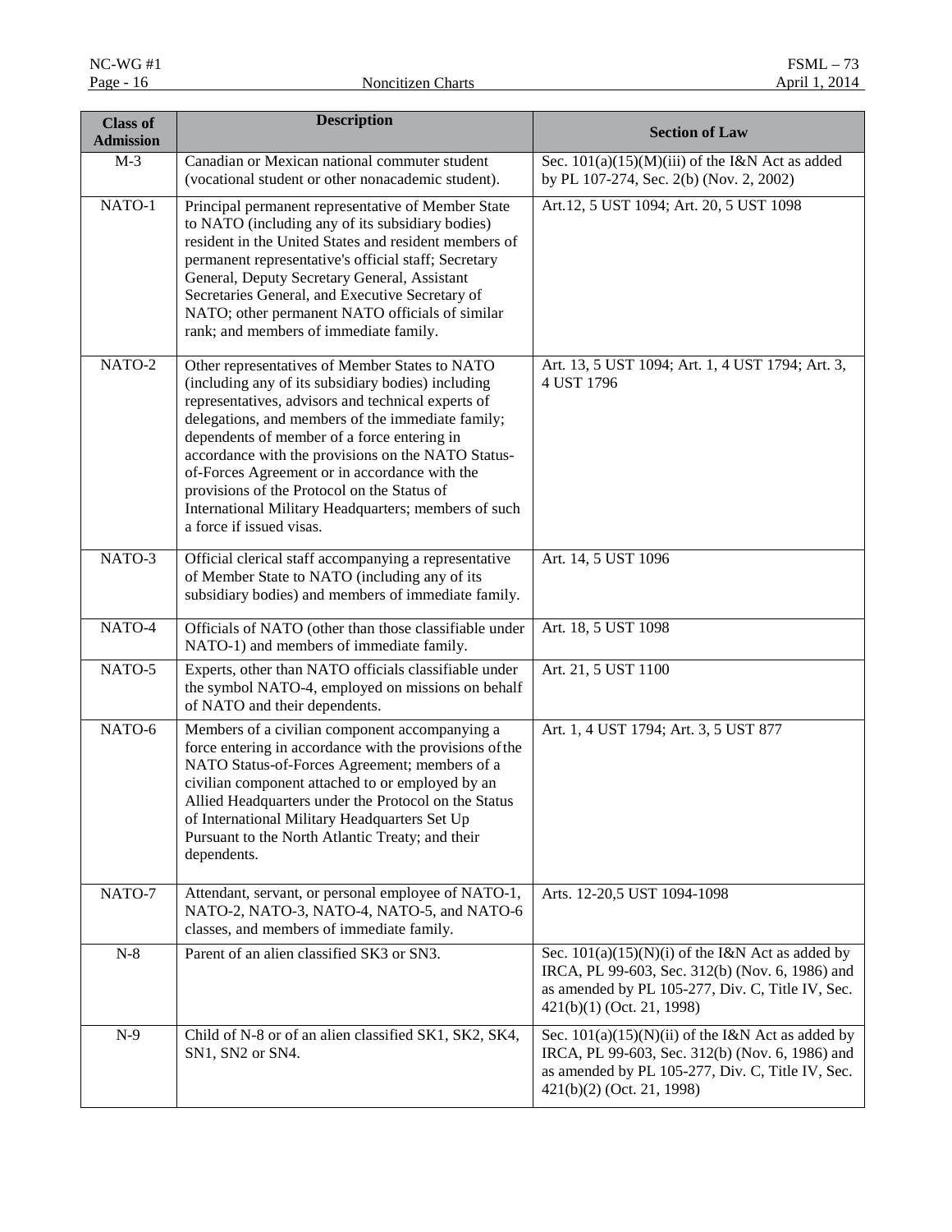| Class of Admission | Description | Section of Law |
|---|---|---|
| M-3 | Canadian or Mexican national commuter student (vocational student or other nonacademic student). | Sec. 101(a)(15)(M)(iii) of the I&N Act as added by PL 107-274, Sec. 2(b) (Nov. 2, 2002) |
| NATO-1 | Principal permanent representative of Member State to NATO (including any of its subsidiary bodies) resident in the United States and resident members of permanent representative's official staff; Secretary General, Deputy Secretary General, Assistant Secretaries General, and Executive Secretary of NATO; other permanent NATO officials of similar rank; and members of immediate family. | Art.12, 5 UST 1094; Art. 20, 5 UST 1098 |
| NATO-2 | Other representatives of Member States to NATO (including any of its subsidiary bodies) including representatives, advisors and technical experts of delegations, and members of the immediate family; dependents of member of a force entering in accordance with the provisions on the NATO Status-of-Forces Agreement or in accordance with the provisions of the Protocol on the Status of International Military Headquarters; members of such a force if issued visas. | Art. 13, 5 UST 1094; Art. 1, 4 UST 1794; Art. 3, 4 UST 1796 |
| NATO-3 | Official clerical staff accompanying a representative of Member State to NATO (including any of its subsidiary bodies) and members of immediate family. | Art. 14, 5 UST 1096 |
| NATO-4 | Officials of NATO (other than those classifiable under NATO-1) and members of immediate family. | Art. 18, 5 UST 1098 |
| NATO-5 | Experts, other than NATO officials classifiable under the symbol NATO-4, employed on missions on behalf of NATO and their dependents. | Art. 21, 5 UST 1100 |
| NATO-6 | Members of a civilian component accompanying a force entering in accordance with the provisions of the NATO Status-of-Forces Agreement; members of a civilian component attached to or employed by an Allied Headquarters under the Protocol on the Status of International Military Headquarters Set Up Pursuant to the North Atlantic Treaty; and their dependents. | Art. 1, 4 UST 1794; Art. 3, 5 UST 877 |
| NATO-7 | Attendant, servant, or personal employee of NATO-1, NATO-2, NATO-3, NATO-4, NATO-5, and NATO-6 classes, and members of immediate family. | Arts. 12-20,5 UST 1094-1098 |
| N-8 | Parent of an alien classified SK3 or SN3. | Sec. 101(a)(15)(N)(i) of the I&N Act as added by IRCA, PL 99-603, Sec. 312(b) (Nov. 6, 1986) and as amended by PL 105-277, Div. C, Title IV, Sec. 421(b)(1) (Oct. 21, 1998) |
| N-9 | Child of N-8 or of an alien classified SK1, SK2, SK4, SN1, SN2 or SN4. | Sec. 101(a)(15)(N)(ii) of the I&N Act as added by IRCA, PL 99-603, Sec. 312(b) (Nov. 6, 1986) and as amended by PL 105-277, Div. C, Title IV, Sec. 421(b)(2) (Oct. 21, 1998) |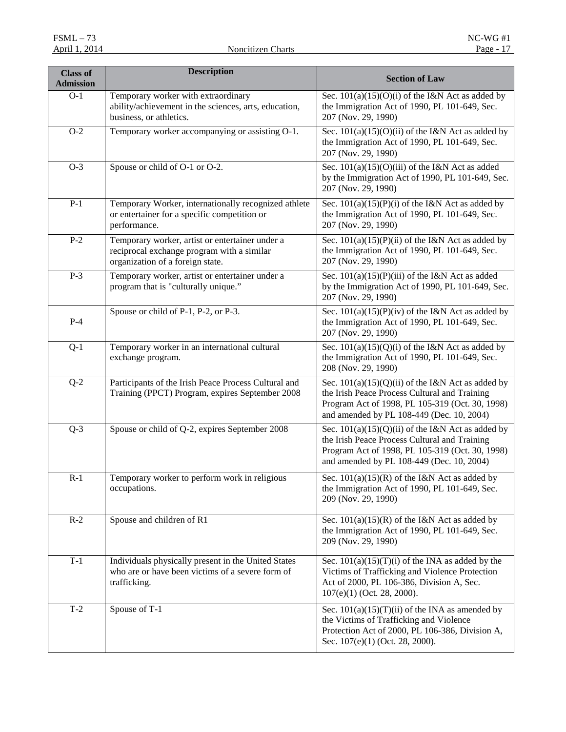| Class of Admission | Description | Section of Law |
|---|---|---|
| O-1 | Temporary worker with extraordinary ability/achievement in the sciences, arts, education, business, or athletics. | Sec. 101(a)(15)(O)(i) of the I&N Act as added by the Immigration Act of 1990, PL 101-649, Sec. 207 (Nov. 29, 1990) |
| O-2 | Temporary worker accompanying or assisting O-1. | Sec. 101(a)(15)(O)(ii) of the I&N Act as added by the Immigration Act of 1990, PL 101-649, Sec. 207 (Nov. 29, 1990) |
| O-3 | Spouse or child of O-1 or O-2. | Sec. 101(a)(15)(O)(iii) of the I&N Act as added by the Immigration Act of 1990, PL 101-649, Sec. 207 (Nov. 29, 1990) |
| P-1 | Temporary Worker, internationally recognized athlete or entertainer for a specific competition or performance. | Sec. 101(a)(15)(P)(i) of the I&N Act as added by the Immigration Act of 1990, PL 101-649, Sec. 207 (Nov. 29, 1990) |
| P-2 | Temporary worker, artist or entertainer under a reciprocal exchange program with a similar organization of a foreign state. | Sec. 101(a)(15)(P)(ii) of the I&N Act as added by the Immigration Act of 1990, PL 101-649, Sec. 207 (Nov. 29, 1990) |
| P-3 | Temporary worker, artist or entertainer under a program that is "culturally unique." | Sec. 101(a)(15)(P)(iii) of the I&N Act as added by the Immigration Act of 1990, PL 101-649, Sec. 207 (Nov. 29, 1990) |
| P-4 | Spouse or child of P-1, P-2, or P-3. | Sec. 101(a)(15)(P)(iv) of the I&N Act as added by the Immigration Act of 1990, PL 101-649, Sec. 207 (Nov. 29, 1990) |
| Q-1 | Temporary worker in an international cultural exchange program. | Sec. 101(a)(15)(Q)(i) of the I&N Act as added by the Immigration Act of 1990, PL 101-649, Sec. 208 (Nov. 29, 1990) |
| Q-2 | Participants of the Irish Peace Process Cultural and Training (PPCT) Program, expires September 2008 | Sec. 101(a)(15)(Q)(ii) of the I&N Act as added by the Irish Peace Process Cultural and Training Program Act of 1998, PL 105-319 (Oct. 30, 1998) and amended by PL 108-449 (Dec. 10, 2004) |
| Q-3 | Spouse or child of Q-2, expires September 2008 | Sec. 101(a)(15)(Q)(ii) of the I&N Act as added by the Irish Peace Process Cultural and Training Program Act of 1998, PL 105-319 (Oct. 30, 1998) and amended by PL 108-449 (Dec. 10, 2004) |
| R-1 | Temporary worker to perform work in religious occupations. | Sec. 101(a)(15)(R) of the I&N Act as added by the Immigration Act of 1990, PL 101-649, Sec. 209 (Nov. 29, 1990) |
| R-2 | Spouse and children of R1 | Sec. 101(a)(15)(R) of the I&N Act as added by the Immigration Act of 1990, PL 101-649, Sec. 209 (Nov. 29, 1990) |
| T-1 | Individuals physically present in the United States who are or have been victims of a severe form of trafficking. | Sec. 101(a)(15)(T)(i) of the INA as added by the Victims of Trafficking and Violence Protection Act of 2000, PL 106-386, Division A, Sec. 107(e)(1) (Oct. 28, 2000). |
| T-2 | Spouse of T-1 | Sec. 101(a)(15)(T)(ii) of the INA as amended by the Victims of Trafficking and Violence Protection Act of 2000, PL 106-386, Division A, Sec. 107(e)(1) (Oct. 28, 2000). |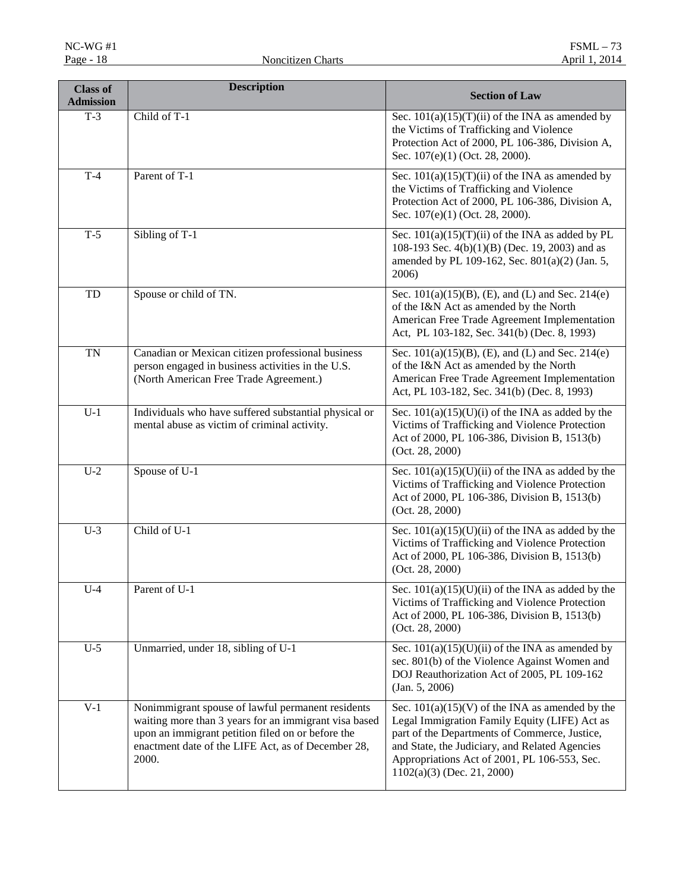| Class of Admission | Description | Section of Law |
|---|---|---|
| T-3 | Child of T-1 | Sec. 101(a)(15)(T)(ii) of the INA as amended by the Victims of Trafficking and Violence Protection Act of 2000, PL 106-386, Division A, Sec. 107(e)(1) (Oct. 28, 2000). |
| T-4 | Parent of T-1 | Sec. 101(a)(15)(T)(ii) of the INA as amended by the Victims of Trafficking and Violence Protection Act of 2000, PL 106-386, Division A, Sec. 107(e)(1) (Oct. 28, 2000). |
| T-5 | Sibling of T-1 | Sec. 101(a)(15)(T)(ii) of the INA as added by PL 108-193 Sec. 4(b)(1)(B) (Dec. 19, 2003) and as amended by PL 109-162, Sec. 801(a)(2) (Jan. 5, 2006) |
| TD | Spouse or child of TN. | Sec. 101(a)(15)(B), (E), and (L) and Sec. 214(e) of the I&N Act as amended by the North American Free Trade Agreement Implementation Act, PL 103-182, Sec. 341(b) (Dec. 8, 1993) |
| TN | Canadian or Mexican citizen professional business person engaged in business activities in the U.S. (North American Free Trade Agreement.) | Sec. 101(a)(15)(B), (E), and (L) and Sec. 214(e) of the I&N Act as amended by the North American Free Trade Agreement Implementation Act, PL 103-182, Sec. 341(b) (Dec. 8, 1993) |
| U-1 | Individuals who have suffered substantial physical or mental abuse as victim of criminal activity. | Sec. 101(a)(15)(U)(i) of the INA as added by the Victims of Trafficking and Violence Protection Act of 2000, PL 106-386, Division B, 1513(b) (Oct. 28, 2000) |
| U-2 | Spouse of U-1 | Sec. 101(a)(15)(U)(ii) of the INA as added by the Victims of Trafficking and Violence Protection Act of 2000, PL 106-386, Division B, 1513(b) (Oct. 28, 2000) |
| U-3 | Child of U-1 | Sec. 101(a)(15)(U)(ii) of the INA as added by the Victims of Trafficking and Violence Protection Act of 2000, PL 106-386, Division B, 1513(b) (Oct. 28, 2000) |
| U-4 | Parent of U-1 | Sec. 101(a)(15)(U)(ii) of the INA as added by the Victims of Trafficking and Violence Protection Act of 2000, PL 106-386, Division B, 1513(b) (Oct. 28, 2000) |
| U-5 | Unmarried, under 18, sibling of U-1 | Sec. 101(a)(15)(U)(ii) of the INA as amended by sec. 801(b) of the Violence Against Women and DOJ Reauthorization Act of 2005, PL 109-162 (Jan. 5, 2006) |
| V-1 | Nonimmigrant spouse of lawful permanent residents waiting more than 3 years for an immigrant visa based upon an immigrant petition filed on or before the enactment date of the LIFE Act, as of December 28, 2000. | Sec. 101(a)(15)(V) of the INA as amended by the Legal Immigration Family Equity (LIFE) Act as part of the Departments of Commerce, Justice, and State, the Judiciary, and Related Agencies Appropriations Act of 2001, PL 106-553, Sec. 1102(a)(3) (Dec. 21, 2000) |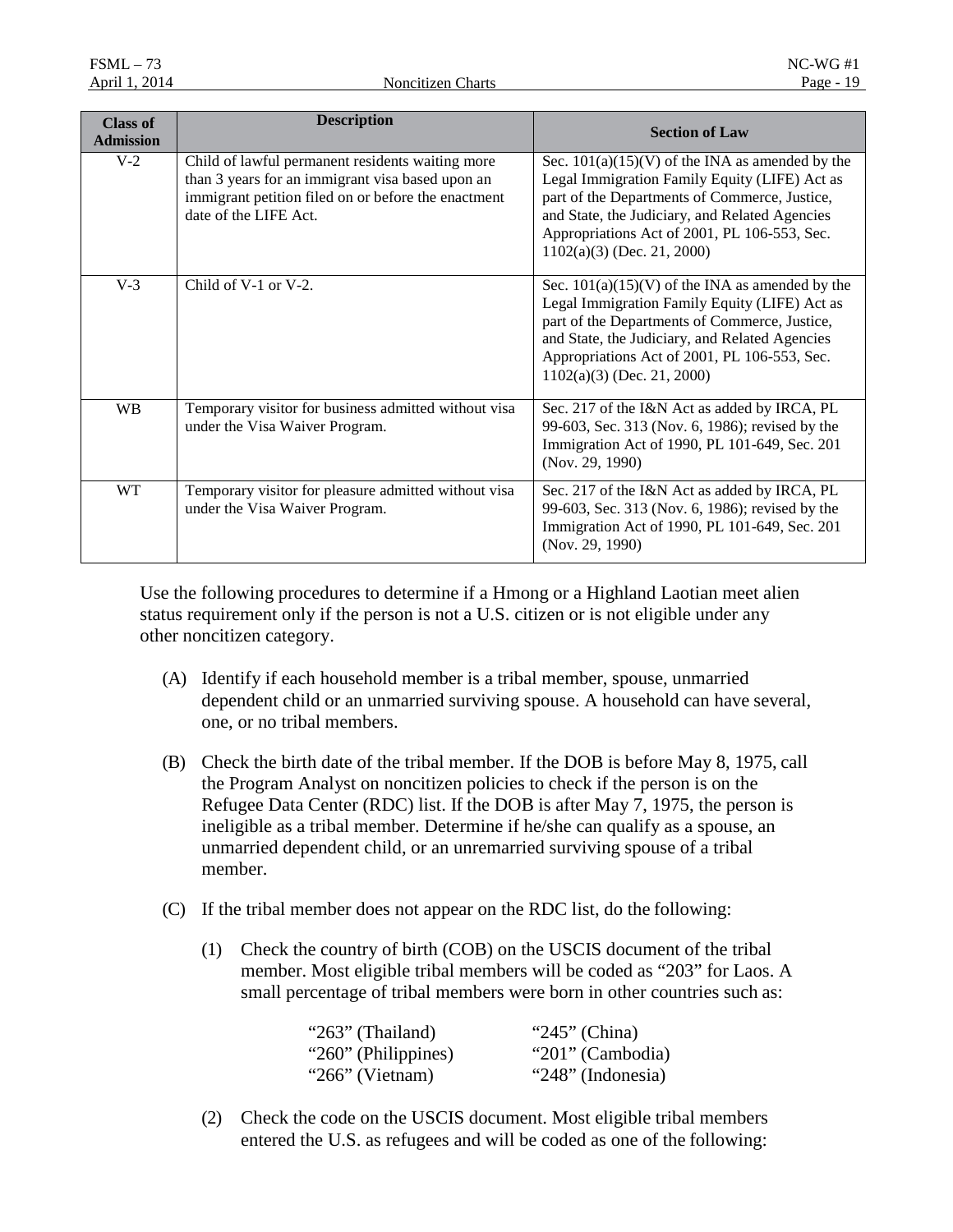| Class of Admission | Description | Section of Law |
| --- | --- | --- |
| V-2 | Child of lawful permanent residents waiting more than 3 years for an immigrant visa based upon an immigrant petition filed on or before the enactment date of the LIFE Act. | Sec. 101(a)(15)(V) of the INA as amended by the Legal Immigration Family Equity (LIFE) Act as part of the Departments of Commerce, Justice, and State, the Judiciary, and Related Agencies Appropriations Act of 2001, PL 106-553, Sec. 1102(a)(3) (Dec. 21, 2000) |
| V-3 | Child of V-1 or V-2. | Sec. 101(a)(15)(V) of the INA as amended by the Legal Immigration Family Equity (LIFE) Act as part of the Departments of Commerce, Justice, and State, the Judiciary, and Related Agencies Appropriations Act of 2001, PL 106-553, Sec. 1102(a)(3) (Dec. 21, 2000) |
| WB | Temporary visitor for business admitted without visa under the Visa Waiver Program. | Sec. 217 of the I&N Act as added by IRCA, PL 99-603, Sec. 313 (Nov. 6, 1986); revised by the Immigration Act of 1990, PL 101-649, Sec. 201 (Nov. 29, 1990) |
| WT | Temporary visitor for pleasure admitted without visa under the Visa Waiver Program. | Sec. 217 of the I&N Act as added by IRCA, PL 99-603, Sec. 313 (Nov. 6, 1986); revised by the Immigration Act of 1990, PL 101-649, Sec. 201 (Nov. 29, 1990) |

Use the following procedures to determine if a Hmong or a Highland Laotian meet alien status requirement only if the person is not a U.S. citizen or is not eligible under any other noncitizen category.

(A) Identify if each household member is a tribal member, spouse, unmarried dependent child or an unmarried surviving spouse. A household can have several, one, or no tribal members.

(B) Check the birth date of the tribal member. If the DOB is before May 8, 1975, call the Program Analyst on noncitizen policies to check if the person is on the Refugee Data Center (RDC) list. If the DOB is after May 7, 1975, the person is ineligible as a tribal member. Determine if he/she can qualify as a spouse, an unmarried dependent child, or an unremarried surviving spouse of a tribal member.

(C) If the tribal member does not appear on the RDC list, do the following:

(1) Check the country of birth (COB) on the USCIS document of the tribal member. Most eligible tribal members will be coded as "203" for Laos. A small percentage of tribal members were born in other countries such as:

| | |
| --- | --- |
| "263" (Thailand) | "245" (China) |
| "260" (Philippines) | "201" (Cambodia) |
| "266" (Vietnam) | "248" (Indonesia) |

(2) Check the code on the USCIS document. Most eligible tribal members entered the U.S. as refugees and will be coded as one of the following: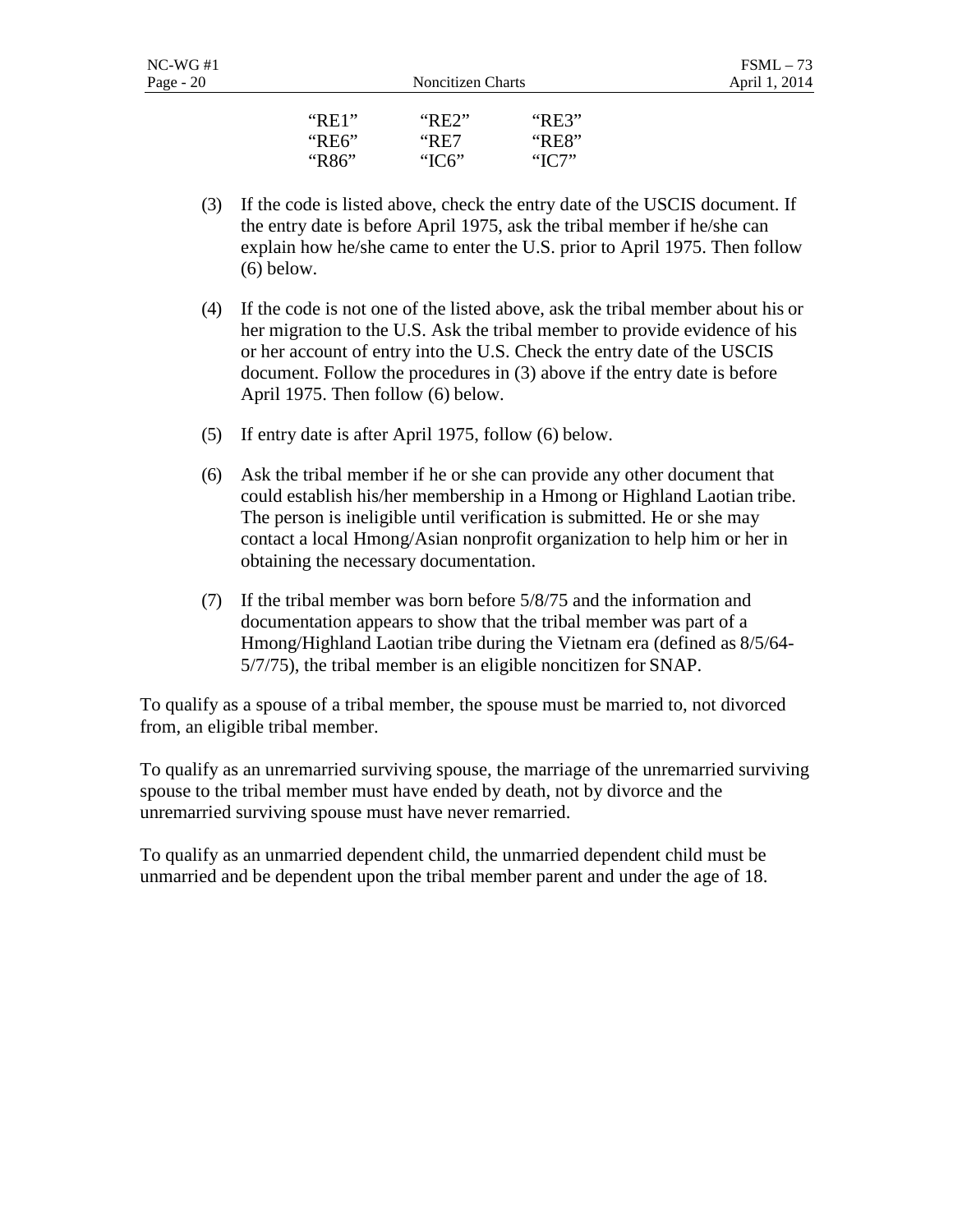| | | |
|---|---|---|
| "RE1" | "RE2" | "RE3" |
| "RE6" | "RE7 | "RE8" |
| "R86" | "IC6" | "IC7" |

(3) If the code is listed above, check the entry date of the USCIS document. If the entry date is before April 1975, ask the tribal member if he/she can explain how he/she came to enter the U.S. prior to April 1975. Then follow (6) below.

(4) If the code is not one of the listed above, ask the tribal member about his or her migration to the U.S. Ask the tribal member to provide evidence of his or her account of entry into the U.S. Check the entry date of the USCIS document. Follow the procedures in (3) above if the entry date is before April 1975. Then follow (6) below.

(5) If entry date is after April 1975, follow (6) below.

(6) Ask the tribal member if he or she can provide any other document that could establish his/her membership in a Hmong or Highland Laotian tribe. The person is ineligible until verification is submitted. He or she may contact a local Hmong/Asian nonprofit organization to help him or her in obtaining the necessary documentation.

(7) If the tribal member was born before 5/8/75 and the information and documentation appears to show that the tribal member was part of a Hmong/Highland Laotian tribe during the Vietnam era (defined as 8/5/64-5/7/75), the tribal member is an eligible noncitizen for SNAP.

To qualify as a spouse of a tribal member, the spouse must be married to, not divorced from, an eligible tribal member.

To qualify as an unremarried surviving spouse, the marriage of the unremarried surviving spouse to the tribal member must have ended by death, not by divorce and the unremarried surviving spouse must have never remarried.

To qualify as an unmarried dependent child, the unmarried dependent child must be unmarried and be dependent upon the tribal member parent and under the age of 18.